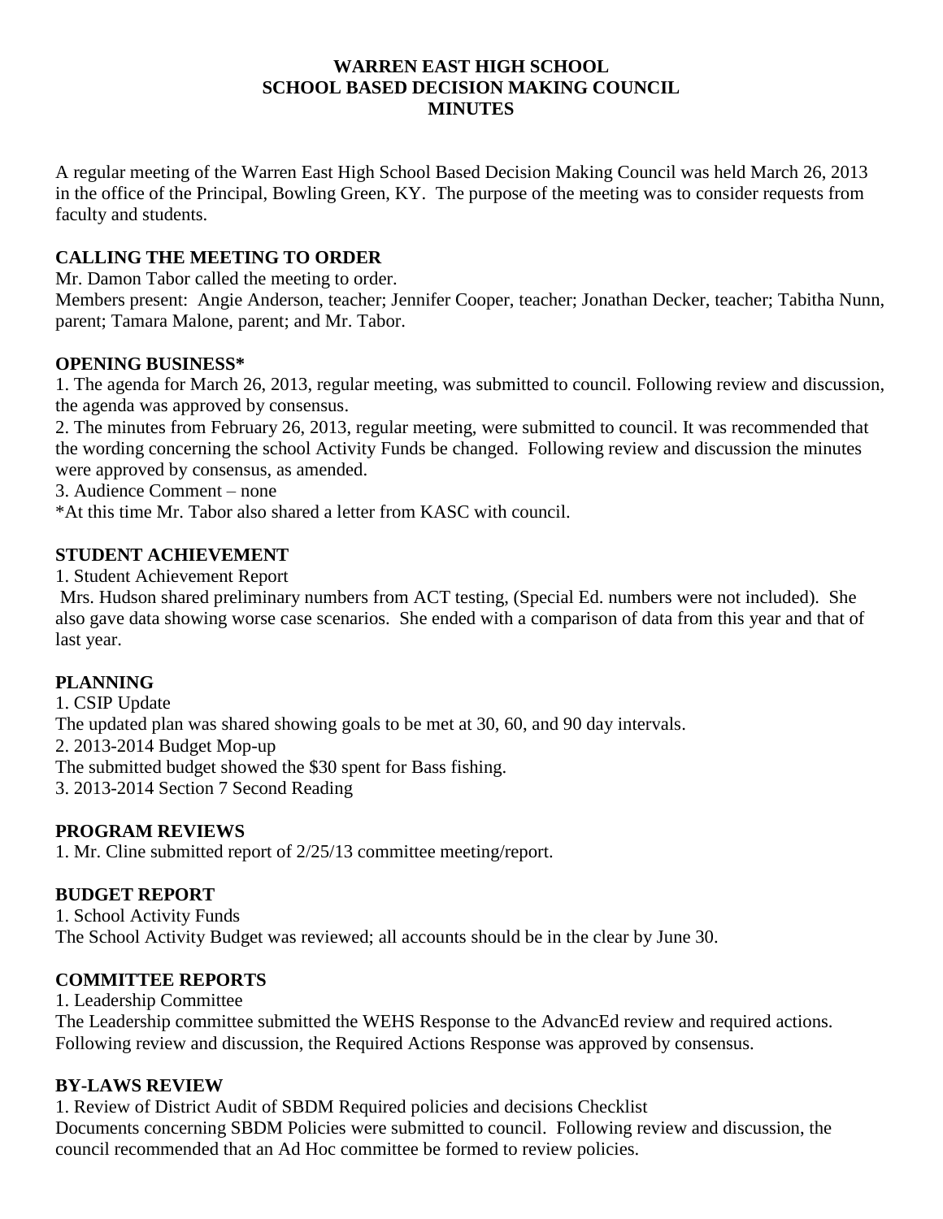**WARREN EAST HIGH SCHOOL**
**SCHOOL BASED DECISION MAKING COUNCIL**
**MINUTES**

A regular meeting of the Warren East High School Based Decision Making Council was held March 26, 2013 in the office of the Principal, Bowling Green, KY. The purpose of the meeting was to consider requests from faculty and students.

## CALLING THE MEETING TO ORDER

Mr. Damon Tabor called the meeting to order.
Members present: Angie Anderson, teacher; Jennifer Cooper, teacher; Jonathan Decker, teacher; Tabitha Nunn, parent; Tamara Malone, parent; and Mr. Tabor.

## OPENING BUSINESS*

1. The agenda for March 26, 2013, regular meeting, was submitted to council. Following review and discussion, the agenda was approved by consensus.
2. The minutes from February 26, 2013, regular meeting, were submitted to council. It was recommended that the wording concerning the school Activity Funds be changed. Following review and discussion the minutes were approved by consensus, as amended.
3. Audience Comment – none

*At this time Mr. Tabor also shared a letter from KASC with council.

## STUDENT ACHIEVEMENT

1. Student Achievement Report

Mrs. Hudson shared preliminary numbers from ACT testing, (Special Ed. numbers were not included). She also gave data showing worse case scenarios. She ended with a comparison of data from this year and that of last year.

## PLANNING

1. CSIP Update

The updated plan was shared showing goals to be met at 30, 60, and 90 day intervals.

2. 2013-2014 Budget Mop-up

The submitted budget showed the $30 spent for Bass fishing.

3. 2013-2014 Section 7 Second Reading

## PROGRAM REVIEWS

1. Mr. Cline submitted report of 2/25/13 committee meeting/report.

## BUDGET REPORT

1. School Activity Funds

The School Activity Budget was reviewed; all accounts should be in the clear by June 30.

## COMMITTEE REPORTS

1. Leadership Committee

The Leadership committee submitted the WEHS Response to the AdvancEd review and required actions. Following review and discussion, the Required Actions Response was approved by consensus.

## BY-LAWS REVIEW

1. Review of District Audit of SBDM Required policies and decisions Checklist

Documents concerning SBDM Policies were submitted to council. Following review and discussion, the council recommended that an Ad Hoc committee be formed to review policies.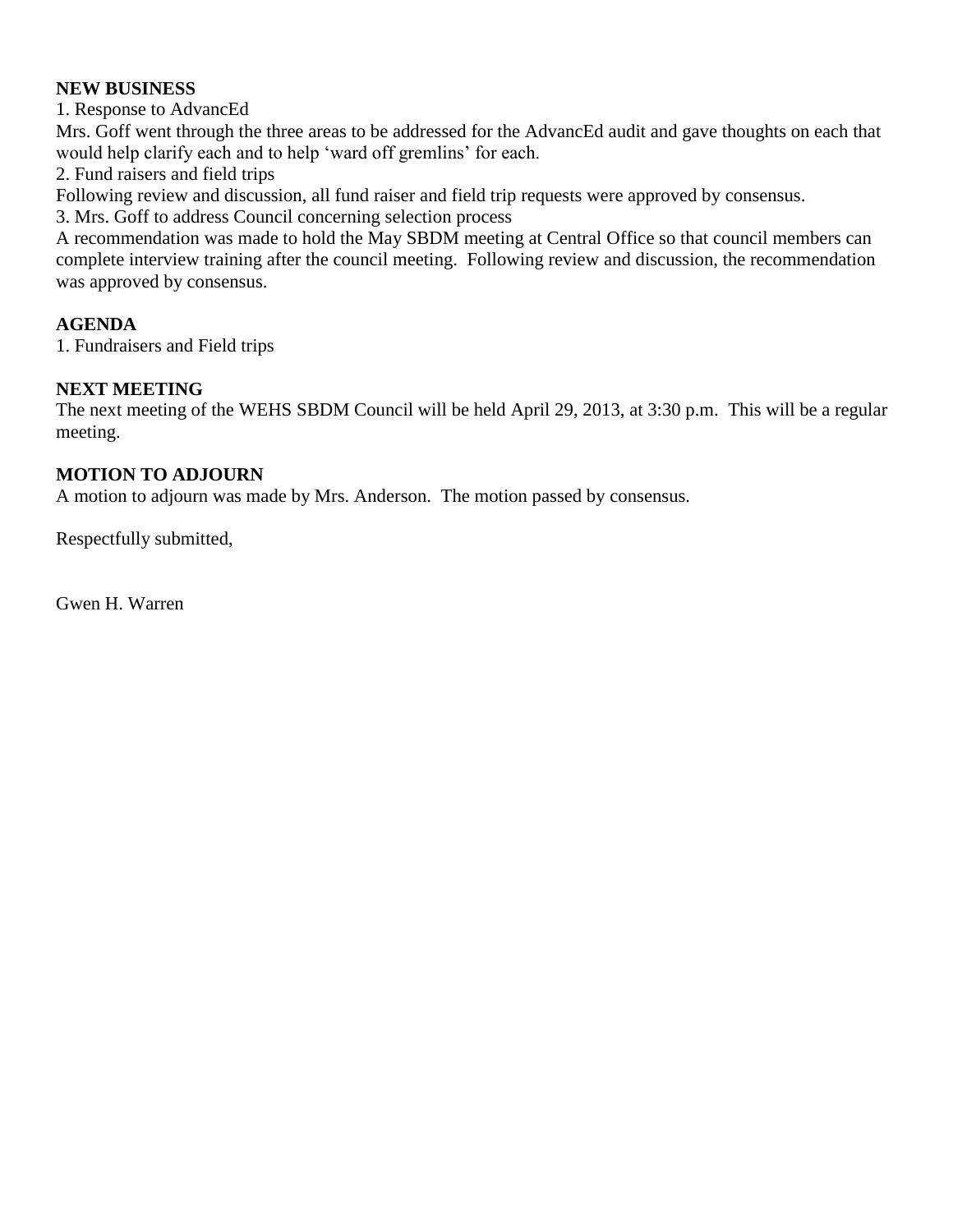**NEW BUSINESS**

1. Response to AdvancEd

Mrs. Goff went through the three areas to be addressed for the AdvancEd audit and gave thoughts on each that would help clarify each and to help 'ward off gremlins' for each.

2. Fund raisers and field trips

Following review and discussion, all fund raiser and field trip requests were approved by consensus.

3. Mrs. Goff to address Council concerning selection process

A recommendation was made to hold the May SBDM meeting at Central Office so that council members can complete interview training after the council meeting. Following review and discussion, the recommendation was approved by consensus.

**AGENDA**

1. Fundraisers and Field trips

**NEXT MEETING**

The next meeting of the WEHS SBDM Council will be held April 29, 2013, at 3:30 p.m. This will be a regular meeting.

**MOTION TO ADJOURN**

A motion to adjourn was made by Mrs. Anderson. The motion passed by consensus.

Respectfully submitted,

Gwen H. Warren